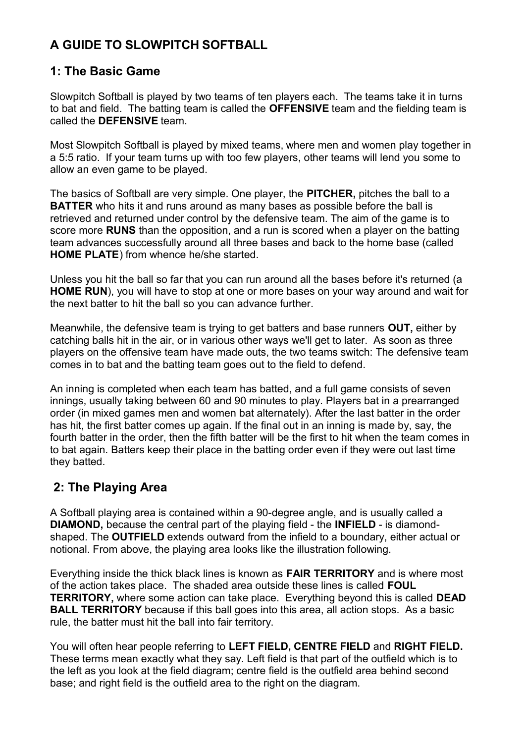# A GUIDE TO SLOWPITCH SOFTBALL

## 1: The Basic Game

Slowpitch Softball is played by two teams of ten players each. The teams take it in turns to bat and field. The batting team is called the **OFFENSIVE** team and the fielding team is called the **DEFENSIVE** team.

Most Slowpitch Softball is played by mixed teams, where men and women play together in a 5:5 ratio. If your team turns up with too few players, other teams will lend you some to allow an even game to be played.

The basics of Softball are very simple. One player, the **PITCHER,** pitches the ball to a **BATTER** who hits it and runs around as many bases as possible before the ball is retrieved and returned under control by the defensive team. The aim of the game is to score more **RUNS** than the opposition, and a run is scored when a player on the batting team advances successfully around all three bases and back to the home base (called **HOME PLATE**) from whence he/she started.

Unless you hit the ball so far that you can run around all the bases before it's returned (a **HOME RUN**), you will have to stop at one or more bases on your way around and wait for the next batter to hit the ball so you can advance further.

Meanwhile, the defensive team is trying to get batters and base runners **OUT,** either by catching balls hit in the air, or in various other ways we'll get to later. As soon as three players on the offensive team have made outs, the two teams switch: The defensive team comes in to bat and the batting team goes out to the field to defend.

An inning is completed when each team has batted, and a full game consists of seven innings, usually taking between 60 and 90 minutes to play. Players bat in a prearranged order (in mixed games men and women bat alternately). After the last batter in the order has hit, the first batter comes up again. If the final out in an inning is made by, say, the fourth batter in the order, then the fifth batter will be the first to hit when the team comes in to bat again. Batters keep their place in the batting order even if they were out last time they batted.

## 2: The Playing Area

A Softball playing area is contained within a 90-degree angle, and is usually called a **DIAMOND,** because the central part of the playing field - the **INFIELD** - is diamond-shaped. The **OUTFIELD** extends outward from the infield to a boundary, either actual or notional. From above, the playing area looks like the illustration following.

Everything inside the thick black lines is known as **FAIR TERRITORY** and is where most of the action takes place. The shaded area outside these lines is called **FOUL TERRITORY,** where some action can take place. Everything beyond this is called **DEAD BALL TERRITORY** because if this ball goes into this area, all action stops. As a basic rule, the batter must hit the ball into fair territory.

You will often hear people referring to **LEFT FIELD, CENTRE FIELD** and **RIGHT FIELD.** These terms mean exactly what they say. Left field is that part of the outfield which is to the left as you look at the field diagram; centre field is the outfield area behind second base; and right field is the outfield area to the right on the diagram.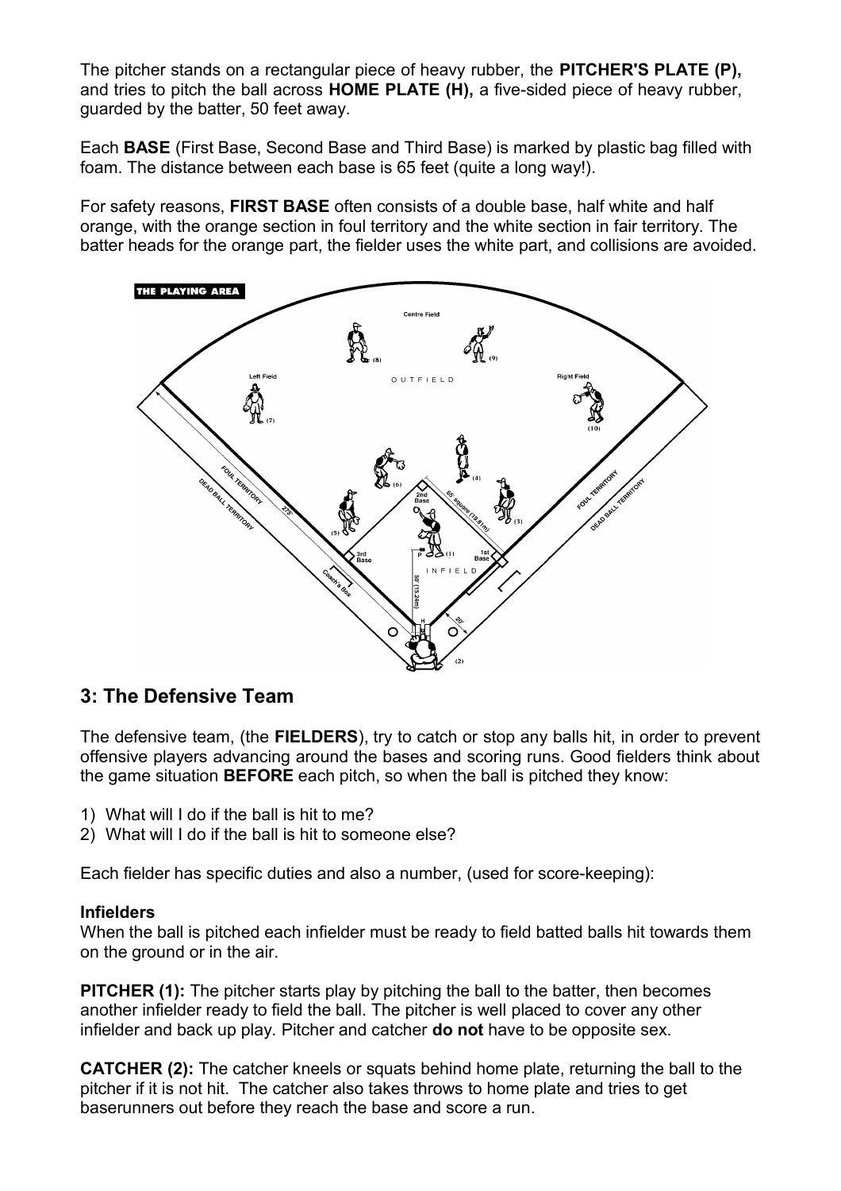The pitcher stands on a rectangular piece of heavy rubber, the **PITCHER'S PLATE (P),** and tries to pitch the ball across **HOME PLATE (H),** a five-sided piece of heavy rubber, guarded by the batter, 50 feet away.

Each **BASE** (First Base, Second Base and Third Base) is marked by plastic bag filled with foam. The distance between each base is 65 feet (quite a long way!).

For safety reasons, **FIRST BASE** often consists of a double base, half white and half orange, with the orange section in foul territory and the white section in fair territory. The batter heads for the orange part, the fielder uses the white part, and collisions are avoided.

## 3: The Defensive Team

The defensive team, (the **FIELDERS**), try to catch or stop any balls hit, in order to prevent offensive players advancing around the bases and scoring runs. Good fielders think about the game situation **BEFORE** each pitch, so when the ball is pitched they know:

1) What will I do if the ball is hit to me?
2) What will I do if the ball is hit to someone else?

Each fielder has specific duties and also a number, (used for score-keeping):

**Infielders**
When the ball is pitched each infielder must be ready to field batted balls hit towards them on the ground or in the air.

**PITCHER (1):** The pitcher starts play by pitching the ball to the batter, then becomes another infielder ready to field the ball. The pitcher is well placed to cover any other infielder and back up play. Pitcher and catcher **do not** have to be opposite sex.

**CATCHER (2):** The catcher kneels or squats behind home plate, returning the ball to the pitcher if it is not hit. The catcher also takes throws to home plate and tries to get baserunners out before they reach the base and score a run.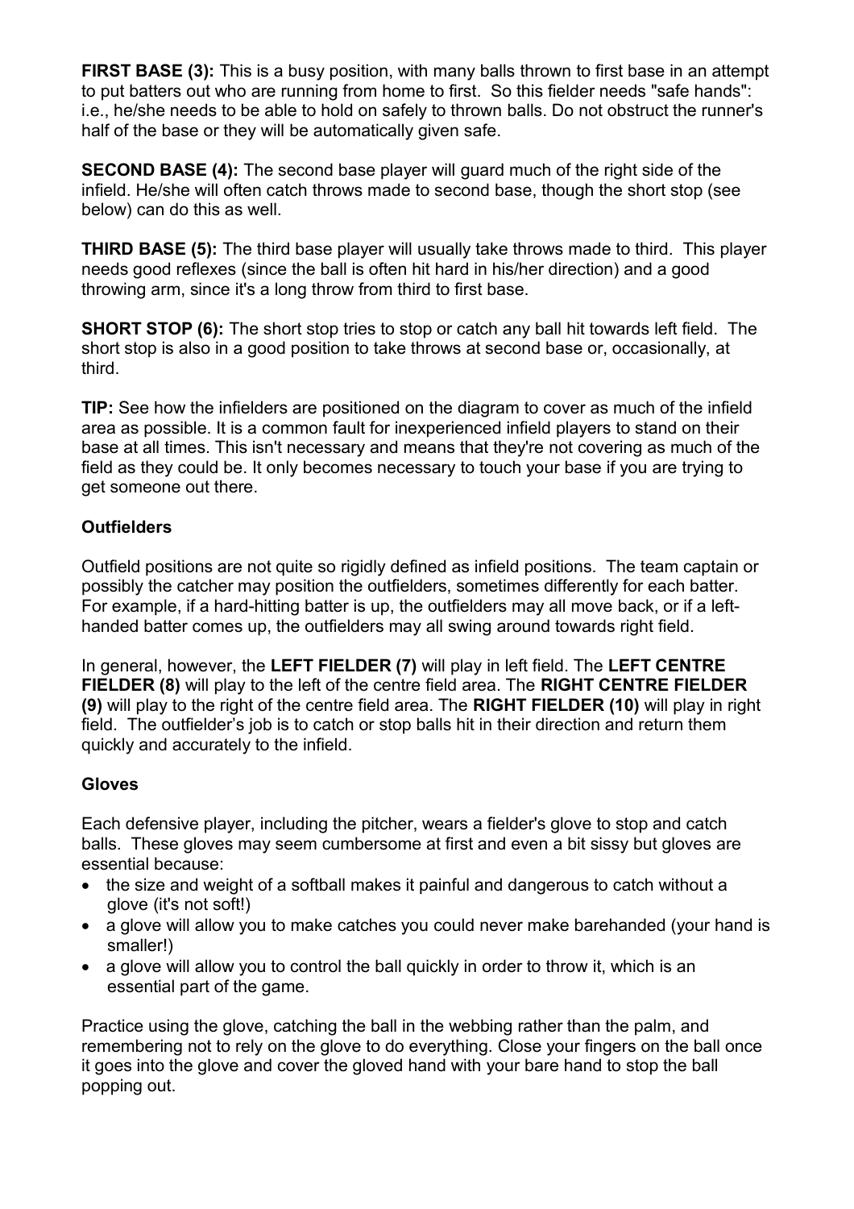**FIRST BASE (3):** This is a busy position, with many balls thrown to first base in an attempt to put batters out who are running from home to first. So this fielder needs "safe hands": i.e., he/she needs to be able to hold on safely to thrown balls. Do not obstruct the runner's half of the base or they will be automatically given safe.

**SECOND BASE (4):** The second base player will guard much of the right side of the infield. He/she will often catch throws made to second base, though the short stop (see below) can do this as well.

**THIRD BASE (5):** The third base player will usually take throws made to third. This player needs good reflexes (since the ball is often hit hard in his/her direction) and a good throwing arm, since it's a long throw from third to first base.

**SHORT STOP (6):** The short stop tries to stop or catch any ball hit towards left field. The short stop is also in a good position to take throws at second base or, occasionally, at third.

**TIP:** See how the infielders are positioned on the diagram to cover as much of the infield area as possible. It is a common fault for inexperienced infield players to stand on their base at all times. This isn't necessary and means that they're not covering as much of the field as they could be. It only becomes necessary to touch your base if you are trying to get someone out there.

### Outfielders

Outfield positions are not quite so rigidly defined as infield positions. The team captain or possibly the catcher may position the outfielders, sometimes differently for each batter. For example, if a hard-hitting batter is up, the outfielders may all move back, or if a left-handed batter comes up, the outfielders may all swing around towards right field.

In general, however, the **LEFT FIELDER (7)** will play in left field. The **LEFT CENTRE FIELDER (8)** will play to the left of the centre field area. The **RIGHT CENTRE FIELDER (9)** will play to the right of the centre field area. The **RIGHT FIELDER (10)** will play in right field. The outfielder's job is to catch or stop balls hit in their direction and return them quickly and accurately to the infield.

### Gloves

Each defensive player, including the pitcher, wears a fielder's glove to stop and catch balls. These gloves may seem cumbersome at first and even a bit sissy but gloves are essential because:

- the size and weight of a softball makes it painful and dangerous to catch without a glove (it's not soft!)
- a glove will allow you to make catches you could never make barehanded (your hand is smaller!)
- a glove will allow you to control the ball quickly in order to throw it, which is an essential part of the game.

Practice using the glove, catching the ball in the webbing rather than the palm, and remembering not to rely on the glove to do everything. Close your fingers on the ball once it goes into the glove and cover the gloved hand with your bare hand to stop the ball popping out.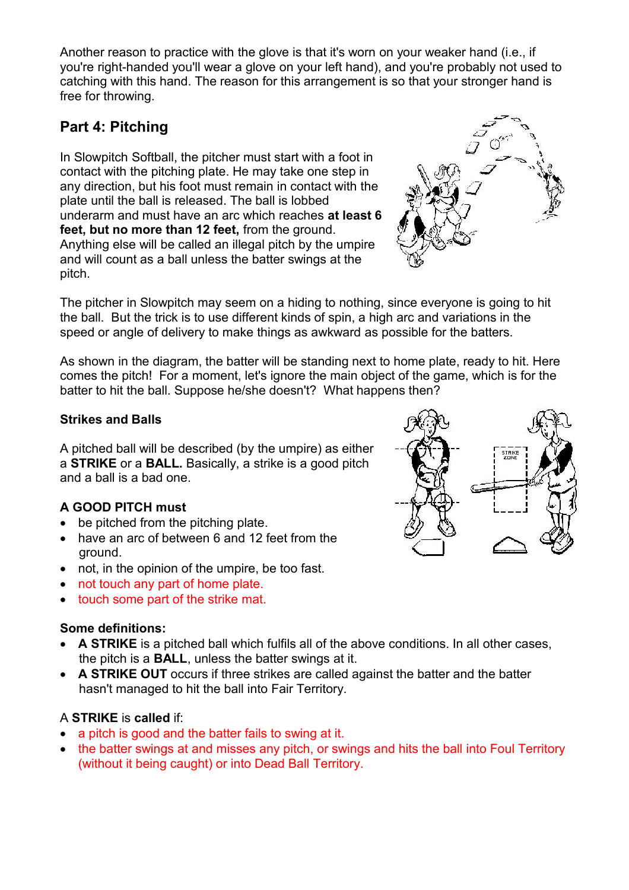Another reason to practice with the glove is that it's worn on your weaker hand (i.e., if you're right-handed you'll wear a glove on your left hand), and you're probably not used to catching with this hand. The reason for this arrangement is so that your stronger hand is free for throwing.

## Part 4: Pitching

In Slowpitch Softball, the pitcher must start with a foot in contact with the pitching plate. He may take one step in any direction, but his foot must remain in contact with the plate until the ball is released. The ball is lobbed underarm and must have an arc which reaches **at least 6 feet, but no more than 12 feet,** from the ground. Anything else will be called an illegal pitch by the umpire and will count as a ball unless the batter swings at the pitch.

The pitcher in Slowpitch may seem on a hiding to nothing, since everyone is going to hit the ball. But the trick is to use different kinds of spin, a high arc and variations in the speed or angle of delivery to make things as awkward as possible for the batters.

As shown in the diagram, the batter will be standing next to home plate, ready to hit. Here comes the pitch! For a moment, let's ignore the main object of the game, which is for the batter to hit the ball. Suppose he/she doesn't? What happens then?

### Strikes and Balls

A pitched ball will be described (by the umpire) as either a **STRIKE** or a **BALL.** Basically, a strike is a good pitch and a bad one.

**A GOOD PITCH must**

- be pitched from the pitching plate.
- have an arc of between 6 and 12 feet from the ground.
- not, in the opinion of the umpire, be too fast.
- not touch any part of home plate.
- touch some part of the strike mat.

**Some definitions:**

- **A STRIKE** is a pitched ball which fulfils all of the above conditions. In all other cases, the pitch is a **BALL**, unless the batter swings at it.
- **A STRIKE OUT** occurs if three strikes are called against the batter and the batter hasn't managed to hit the ball into Fair Territory.

A **STRIKE** is **called** if:

- a pitch is good and the batter fails to swing at it.
- the batter swings at and misses any pitch, or swings and hits the ball into Foul Territory (without it being caught) or into Dead Ball Territory.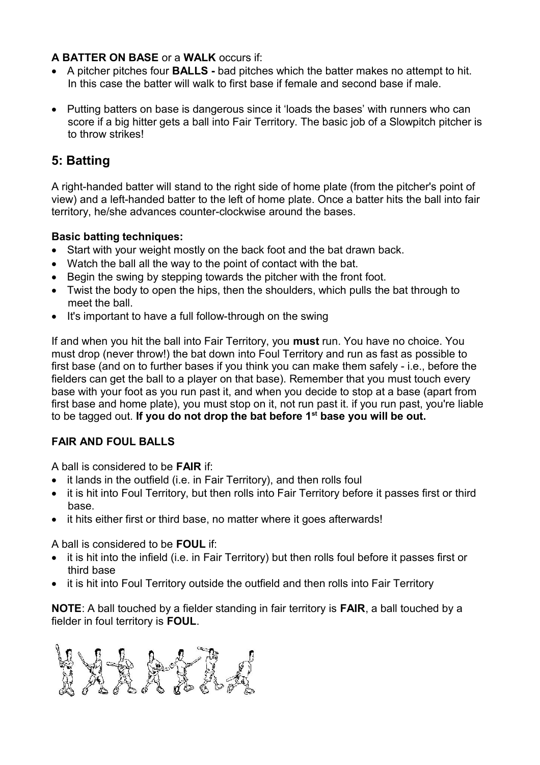**A BATTER ON BASE** or a **WALK** occurs if:

- A pitcher pitches four **BALLS -** bad pitches which the batter makes no attempt to hit. In this case the batter will walk to first base if female and second base if male.
- Putting batters on base is dangerous since it 'loads the bases' with runners who can score if a big hitter gets a ball into Fair Territory. The basic job of a Slowpitch pitcher is to throw strikes!

## 5: Batting

A right-handed batter will stand to the right side of home plate (from the pitcher's point of view) and a left-handed batter to the left of home plate. Once a batter hits the ball into fair territory, he/she advances counter-clockwise around the bases.

**Basic batting techniques:**

- Start with your weight mostly on the back foot and the bat drawn back.
- Watch the ball all the way to the point of contact with the bat.
- Begin the swing by stepping towards the pitcher with the front foot.
- Twist the body to open the hips, then the shoulders, which pulls the bat through to meet the ball.
- It's important to have a full follow-through on the swing

If and when you hit the ball into Fair Territory, you **must** run. You have no choice. You must drop (never throw!) the bat down into Foul Territory and run as fast as possible to first base (and on to further bases if you think you can make them safely - i.e., before the fielders can get the ball to a player on that base). Remember that you must touch every base with your foot as you run past it, and when you decide to stop at a base (apart from first base and home plate), you must stop on it, not run past it. if you run past, you're liable to be tagged out. **If you do not drop the bat before 1st base you will be out.**

**FAIR AND FOUL BALLS**

A ball is considered to be **FAIR** if:

- it lands in the outfield (i.e. in Fair Territory), and then rolls foul
- it is hit into Foul Territory, but then rolls into Fair Territory before it passes first or third base.
- it hits either first or third base, no matter where it goes afterwards!

A ball is considered to be **FOUL** if:

- it is hit into the infield (i.e. in Fair Territory) but then rolls foul before it passes first or third base
- it is hit into Foul Territory outside the outfield and then rolls into Fair Territory

**NOTE**: A ball touched by a fielder standing in fair territory is **FAIR**, a ball touched by a fielder in foul territory is **FOUL**.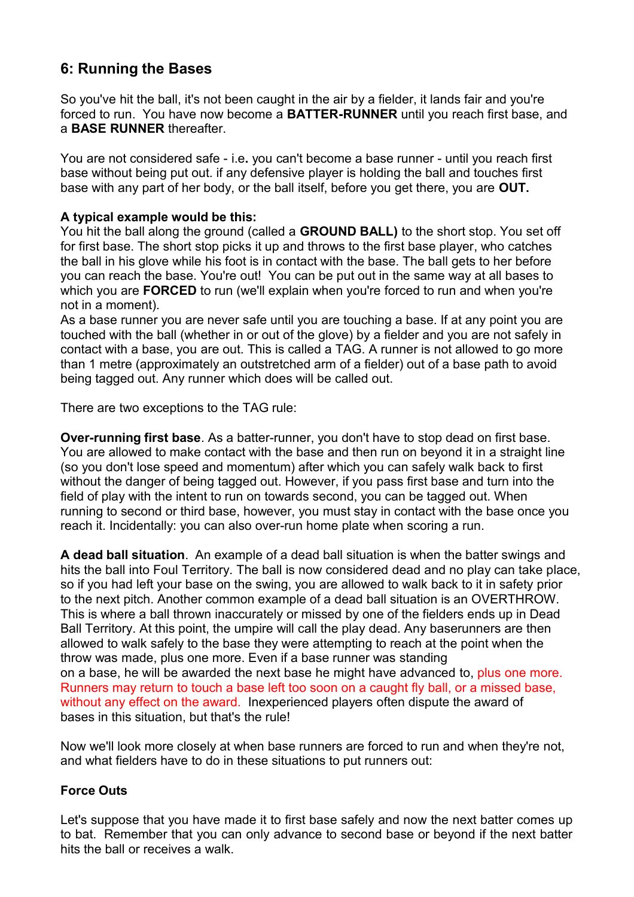## 6: Running the Bases

So you've hit the ball, it's not been caught in the air by a fielder, it lands fair and you're forced to run. You have now become a **BATTER-RUNNER** until you reach first base, and a **BASE RUNNER** thereafter.

You are not considered safe - i.e**.** you can't become a base runner - until you reach first base without being put out. if any defensive player is holding the ball and touches first base with any part of her body, or the ball itself, before you get there, you are **OUT.**

**A typical example would be this:**
You hit the ball along the ground (called a **GROUND BALL)** to the short stop. You set off for first base. The short stop picks it up and throws to the first base player, who catches the ball in his glove while his foot is in contact with the base. The ball gets to her before you can reach the base. You're out! You can be put out in the same way at all bases to which you are **FORCED** to run (we'll explain when you're forced to run and when you're not in a moment).
As a base runner you are never safe until you are touching a base. If at any point you are touched with the ball (whether in or out of the glove) by a fielder and you are not safely in contact with a base, you are out. This is called a TAG. A runner is not allowed to go more than 1 metre (approximately an outstretched arm of a fielder) out of a base path to avoid being tagged out. Any runner which does will be called out.

There are two exceptions to the TAG rule:

**Over-running first base**. As a batter-runner, you don't have to stop dead on first base. You are allowed to make contact with the base and then run on beyond it in a straight line (so you don't lose speed and momentum) after which you can safely walk back to first without the danger of being tagged out. However, if you pass first base and turn into the field of play with the intent to run on towards second, you can be tagged out. When running to second or third base, however, you must stay in contact with the base once you reach it. Incidentally: you can also over-run home plate when scoring a run.

**A dead ball situation**. An example of a dead ball situation is when the batter swings and hits the ball into Foul Territory. The ball is now considered dead and no play can take place, so if you had left your base on the swing, you are allowed to walk back to it in safety prior to the next pitch. Another common example of a dead ball situation is an OVERTHROW. This is where a ball thrown inaccurately or missed by one of the fielders ends up in Dead Ball Territory. At this point, the umpire will call the play dead. Any baserunners are then allowed to walk safely to the base they were attempting to reach at the point when the throw was made, plus one more. Even if a base runner was standing on a base, he will be awarded the next base he might have advanced to, plus one more. Runners may return to touch a base left too soon on a caught fly ball, or a missed base, without any effect on the award. Inexperienced players often dispute the award of bases in this situation, but that's the rule!

Now we'll look more closely at when base runners are forced to run and when they're not, and what fielders have to do in these situations to put runners out:

**Force Outs**

Let's suppose that you have made it to first base safely and now the next batter comes up to bat. Remember that you can only advance to second base or beyond if the next batter hits the ball or receives a walk.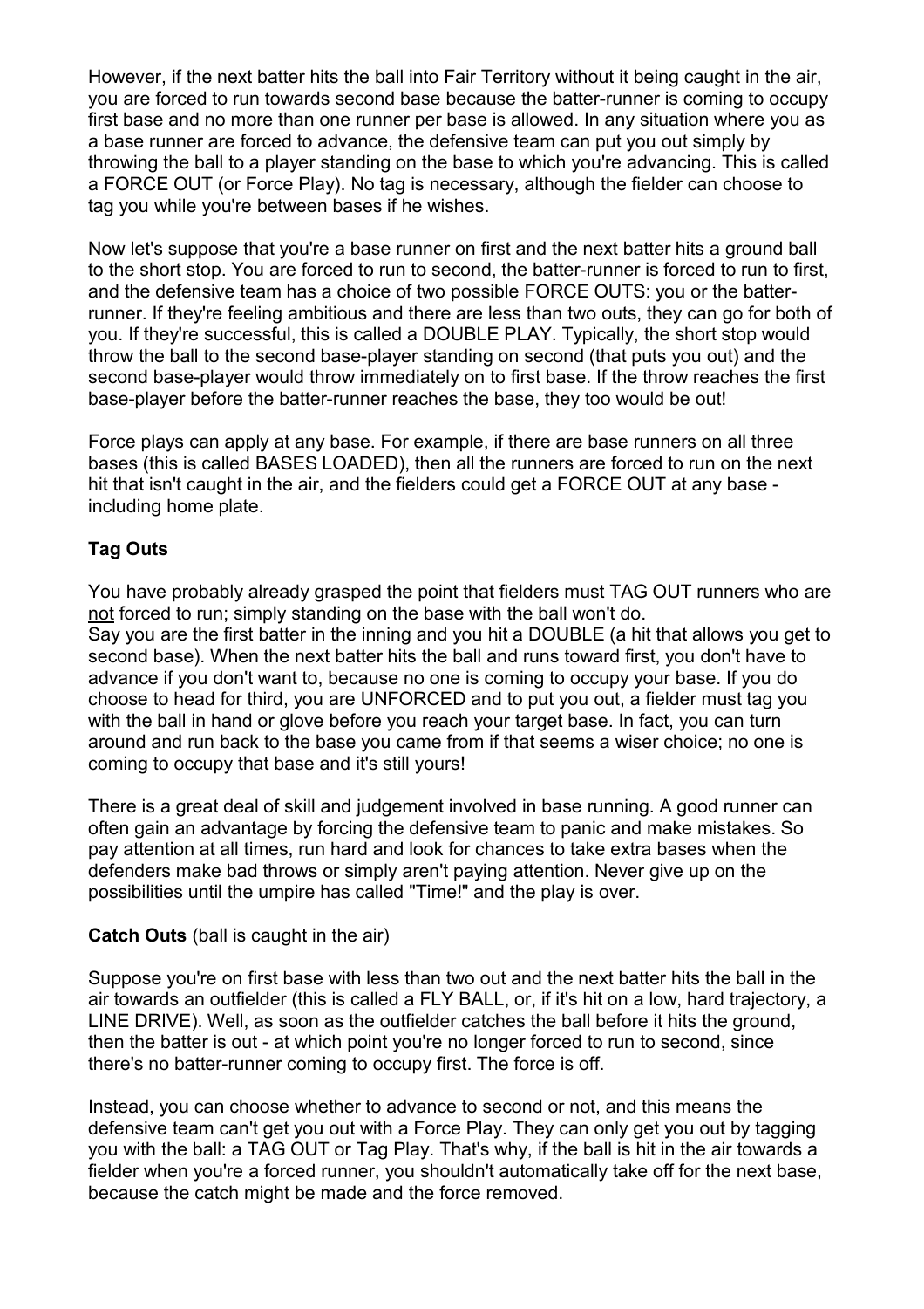However, if the next batter hits the ball into Fair Territory without it being caught in the air, you are forced to run towards second base because the batter-runner is coming to occupy first base and no more than one runner per base is allowed. In any situation where you as a base runner are forced to advance, the defensive team can put you out simply by throwing the ball to a player standing on the base to which you're advancing. This is called a FORCE OUT (or Force Play). No tag is necessary, although the fielder can choose to tag you while you're between bases if he wishes.

Now let's suppose that you're a base runner on first and the next batter hits a ground ball to the short stop. You are forced to run to second, the batter-runner is forced to run to first, and the defensive team has a choice of two possible FORCE OUTS: you or the batter-runner. If they're feeling ambitious and there are less than two outs, they can go for both of you. If they're successful, this is called a DOUBLE PLAY. Typically, the short stop would throw the ball to the second base-player standing on second (that puts you out) and the second base-player would throw immediately on to first base. If the throw reaches the first base-player before the batter-runner reaches the base, they too would be out!

Force plays can apply at any base. For example, if there are base runners on all three bases (this is called BASES LOADED), then all the runners are forced to run on the next hit that isn't caught in the air, and the fielders could get a FORCE OUT at any base - including home plate.

**Tag Outs**

You have probably already grasped the point that fielders must TAG OUT runners who are not forced to run; simply standing on the base with the ball won't do.
Say you are the first batter in the inning and you hit a DOUBLE (a hit that allows you get to second base). When the next batter hits the ball and runs toward first, you don't have to advance if you don't want to, because no one is coming to occupy your base. If you do choose to head for third, you are UNFORCED and to put you out, a fielder must tag you with the ball in hand or glove before you reach your target base. In fact, you can turn around and run back to the base you came from if that seems a wiser choice; no one is coming to occupy that base and it's still yours!

There is a great deal of skill and judgement involved in base running. A good runner can often gain an advantage by forcing the defensive team to panic and make mistakes. So pay attention at all times, run hard and look for chances to take extra bases when the defenders make bad throws or simply aren't paying attention. Never give up on the possibilities until the umpire has called "Time!" and the play is over.

**Catch Outs** (ball is caught in the air)

Suppose you're on first base with less than two out and the next batter hits the ball in the air towards an outfielder (this is called a FLY BALL, or, if it's hit on a low, hard trajectory, a LINE DRIVE). Well, as soon as the outfielder catches the ball before it hits the ground, then the batter is out - at which point you're no longer forced to run to second, since there's no batter-runner coming to occupy first. The force is off.

Instead, you can choose whether to advance to second or not, and this means the defensive team can't get you out with a Force Play. They can only get you out by tagging you with the ball: a TAG OUT or Tag Play. That's why, if the ball is hit in the air towards a fielder when you're a forced runner, you shouldn't automatically take off for the next base, because the catch might be made and the force removed.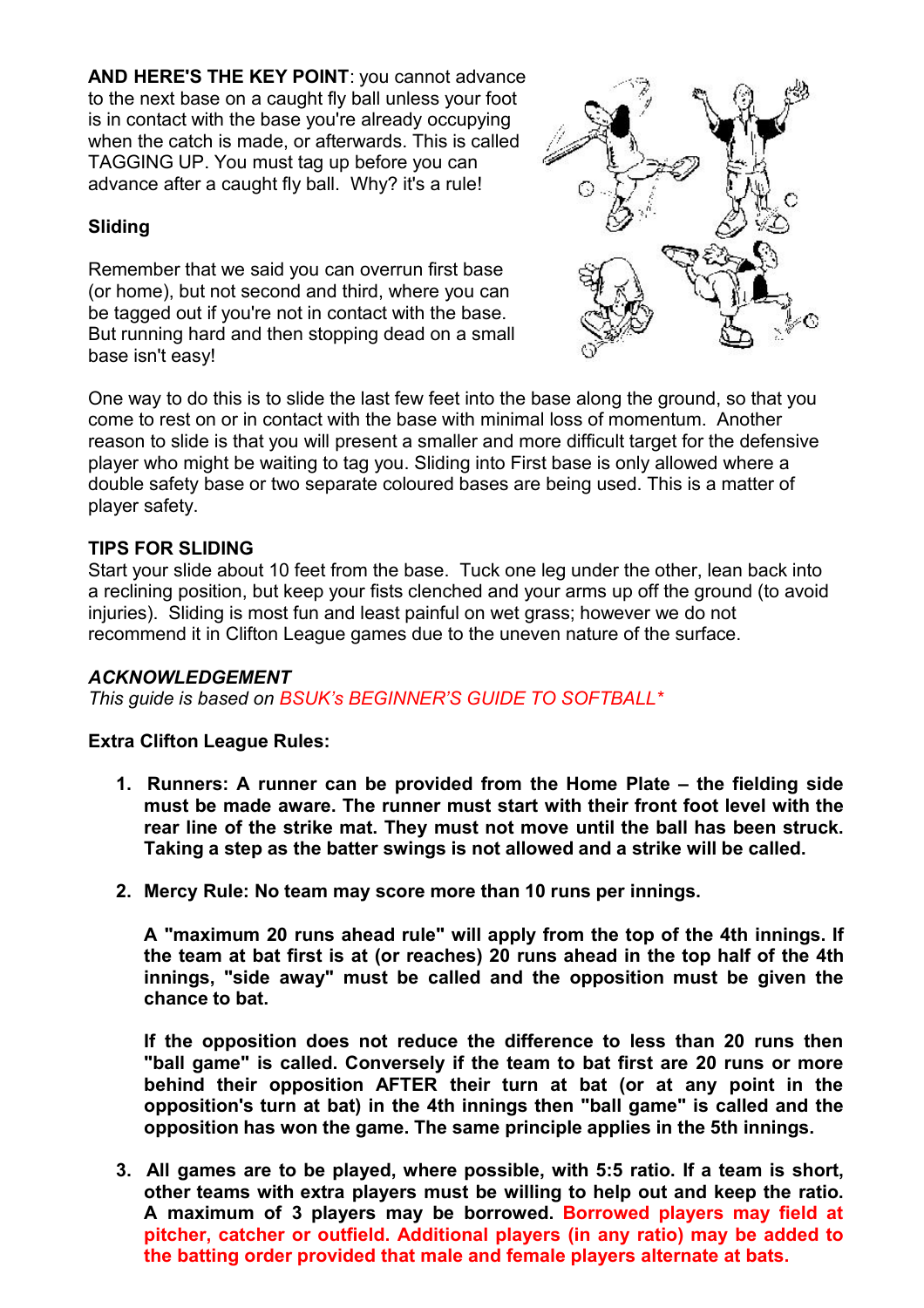**AND HERE'S THE KEY POINT**: you cannot advance to the next base on a caught fly ball unless your foot is in contact with the base you're already occupying when the catch is made, or afterwards. This is called TAGGING UP. You must tag up before you can advance after a caught fly ball. Why? it's a rule!

**Sliding**

Remember that we said you can overrun first base (or home), but not second and third, where you can be tagged out if you're not in contact with the base. But running hard and then stopping dead on a small base isn't easy!

One way to do this is to slide the last few feet into the base along the ground, so that you come to rest on or in contact with the base with minimal loss of momentum. Another reason to slide is that you will present a smaller and more difficult target for the defensive player who might be waiting to tag you. Sliding into First base is only allowed where a double safety base or two separate coloured bases are being used. This is a matter of player safety.

**TIPS FOR SLIDING**

Start your slide about 10 feet from the base. Tuck one leg under the other, lean back into a reclining position, but keep your fists clenched and your arms up off the ground (to avoid injuries). Sliding is most fun and least painful on wet grass; however we do not recommend it in Clifton League games due to the uneven nature of the surface.

***ACKNOWLEDGEMENT***

*This guide is based on BSUK's BEGINNER'S GUIDE TO SOFTBALL**

**Extra Clifton League Rules:**

1. **Runners: A runner can be provided from the Home Plate – the fielding side must be made aware. The runner must start with their front foot level with the rear line of the strike mat. They must not move until the ball has been struck. Taking a step as the batter swings is not allowed and a strike will be called.**

2. **Mercy Rule: No team may score more than 10 runs per innings.**

   **A "maximum 20 runs ahead rule" will apply from the top of the 4th innings. If the team at bat first is at (or reaches) 20 runs ahead in the top half of the 4th innings, "side away" must be called and the opposition must be given the chance to bat.**

   **If the opposition does not reduce the difference to less than 20 runs then "ball game" is called. Conversely if the team to bat first are 20 runs or more behind their opposition AFTER their turn at bat (or at any point in the opposition's turn at bat) in the 4th innings then "ball game" is called and the opposition has won the game. The same principle applies in the 5th innings.**

3. **All games are to be played, where possible, with 5:5 ratio. If a team is short, other teams with extra players must be willing to help out and keep the ratio. A maximum of 3 players may be borrowed. Borrowed players may field at pitcher, catcher or outfield. Additional players (in any ratio) may be added to the batting order provided that male and female players alternate at bats.**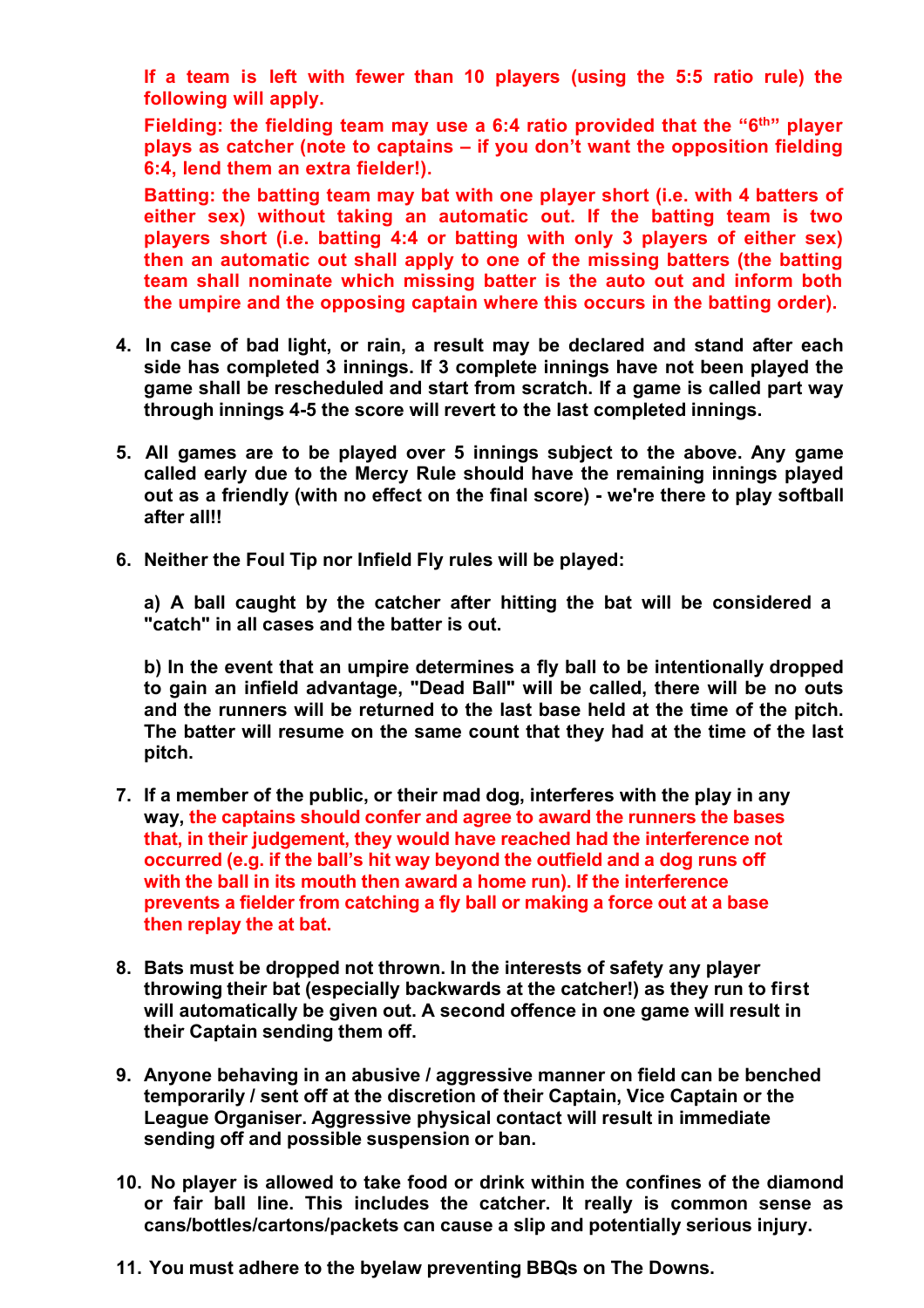**If a team is left with fewer than 10 players (using the 5:5 ratio rule) the following will apply.**

**Fielding: the fielding team may use a 6:4 ratio provided that the "6th" player plays as catcher (note to captains – if you don't want the opposition fielding 6:4, lend them an extra fielder!).**

**Batting: the batting team may bat with one player short (i.e. with 4 batters of either sex) without taking an automatic out. If the batting team is two players short (i.e. batting 4:4 or batting with only 3 players of either sex) then an automatic out shall apply to one of the missing batters (the batting team shall nominate which missing batter is the auto out and inform both the umpire and the opposing captain where this occurs in the batting order).**

4. **In case of bad light, or rain, a result may be declared and stand after each side has completed 3 innings. If 3 complete innings have not been played the game shall be rescheduled and start from scratch. If a game is called part way through innings 4-5 the score will revert to the last completed innings.**

5. **All games are to be played over 5 innings subject to the above. Any game called early due to the Mercy Rule should have the remaining innings played out as a friendly (with no effect on the final score) - we're there to play softball after all!!**

6. **Neither the Foul Tip nor Infield Fly rules will be played:**

   **a) A ball caught by the catcher after hitting the bat will be considered a "catch" in all cases and the batter is out.**

   **b) In the event that an umpire determines a fly ball to be intentionally dropped to gain an infield advantage, "Dead Ball" will be called, there will be no outs and the runners will be returned to the last base held at the time of the pitch. The batter will resume on the same count that they had at the time of the last pitch.**

7. **If a member of the public, or their mad dog, interferes with the play in any way, the captains should confer and agree to award the runners the bases that, in their judgement, they would have reached had the interference not occurred (e.g. if the ball's hit way beyond the outfield and a dog runs off with the ball in its mouth then award a home run). If the interference prevents a fielder from catching a fly ball or making a force out at a base then replay the at bat.**

8. **Bats must be dropped not thrown. In the interests of safety any player throwing their bat (especially backwards at the catcher!) as they run to first will automatically be given out. A second offence in one game will result in their Captain sending them off.**

9. **Anyone behaving in an abusive / aggressive manner on field can be benched temporarily / sent off at the discretion of their Captain, Vice Captain or the League Organiser. Aggressive physical contact will result in immediate sending off and possible suspension or ban.**

10. **No player is allowed to take food or drink within the confines of the diamond or fair ball line. This includes the catcher. It really is common sense as cans/bottles/cartons/packets can cause a slip and potentially serious injury.**

11. **You must adhere to the byelaw preventing BBQs on The Downs.**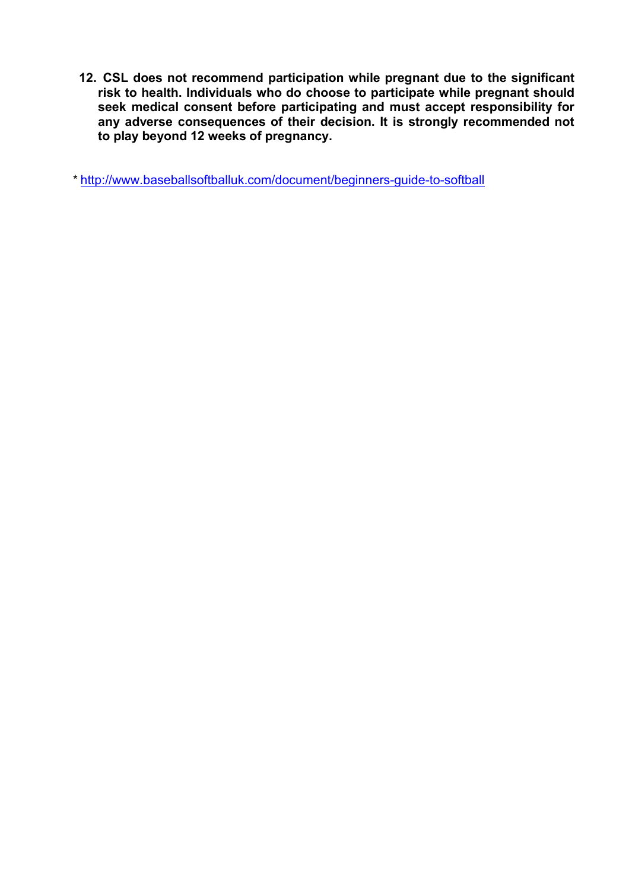12. **CSL does not recommend participation while pregnant due to the significant risk to health. Individuals who do choose to participate while pregnant should seek medical consent before participating and must accept responsibility for any adverse consequences of their decision. It is strongly recommended not to play beyond 12 weeks of pregnancy.**

* http://www.baseballsoftballuk.com/document/beginners-guide-to-softball